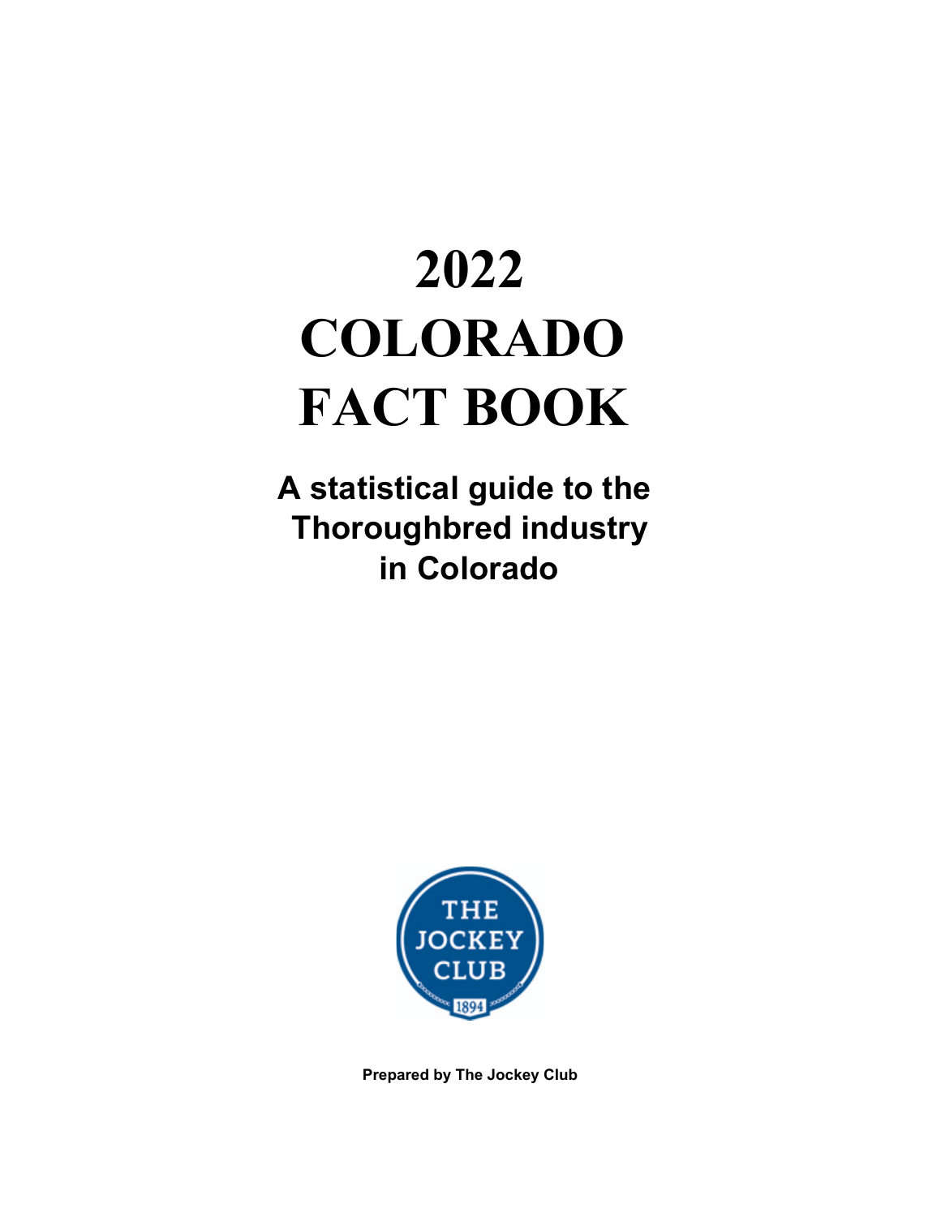# 2022 COLORADO FACT BOOK

**A statistical guide to the Thoroughbred industry in Colorado**

**Prepared by The Jockey Club**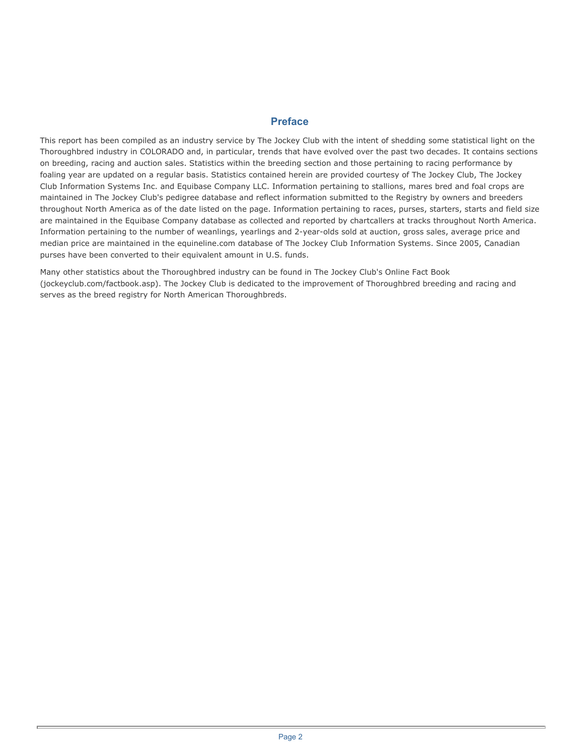## Preface

This report has been compiled as an industry service by The Jockey Club with the intent of shedding some statistical light on the Thoroughbred industry in COLORADO and, in particular, trends that have evolved over the past two decades. It contains sections on breeding, racing and auction sales. Statistics within the breeding section and those pertaining to racing performance by foaling year are updated on a regular basis. Statistics contained herein are provided courtesy of The Jockey Club, The Jockey Club Information Systems Inc. and Equibase Company LLC. Information pertaining to stallions, mares bred and foal crops are maintained in The Jockey Club's pedigree database and reflect information submitted to the Registry by owners and breeders throughout North America as of the date listed on the page. Information pertaining to races, purses, starters, starts and field size are maintained in the Equibase Company database as collected and reported by chartcallers at tracks throughout North America. Information pertaining to the number of weanlings, yearlings and 2-year-olds sold at auction, gross sales, average price and median price are maintained in the equineline.com database of The Jockey Club Information Systems. Since 2005, Canadian purses have been converted to their equivalent amount in U.S. funds.

Many other statistics about the Thoroughbred industry can be found in The Jockey Club's Online Fact Book (jockeyclub.com/factbook.asp). The Jockey Club is dedicated to the improvement of Thoroughbred breeding and racing and serves as the breed registry for North American Thoroughbreds.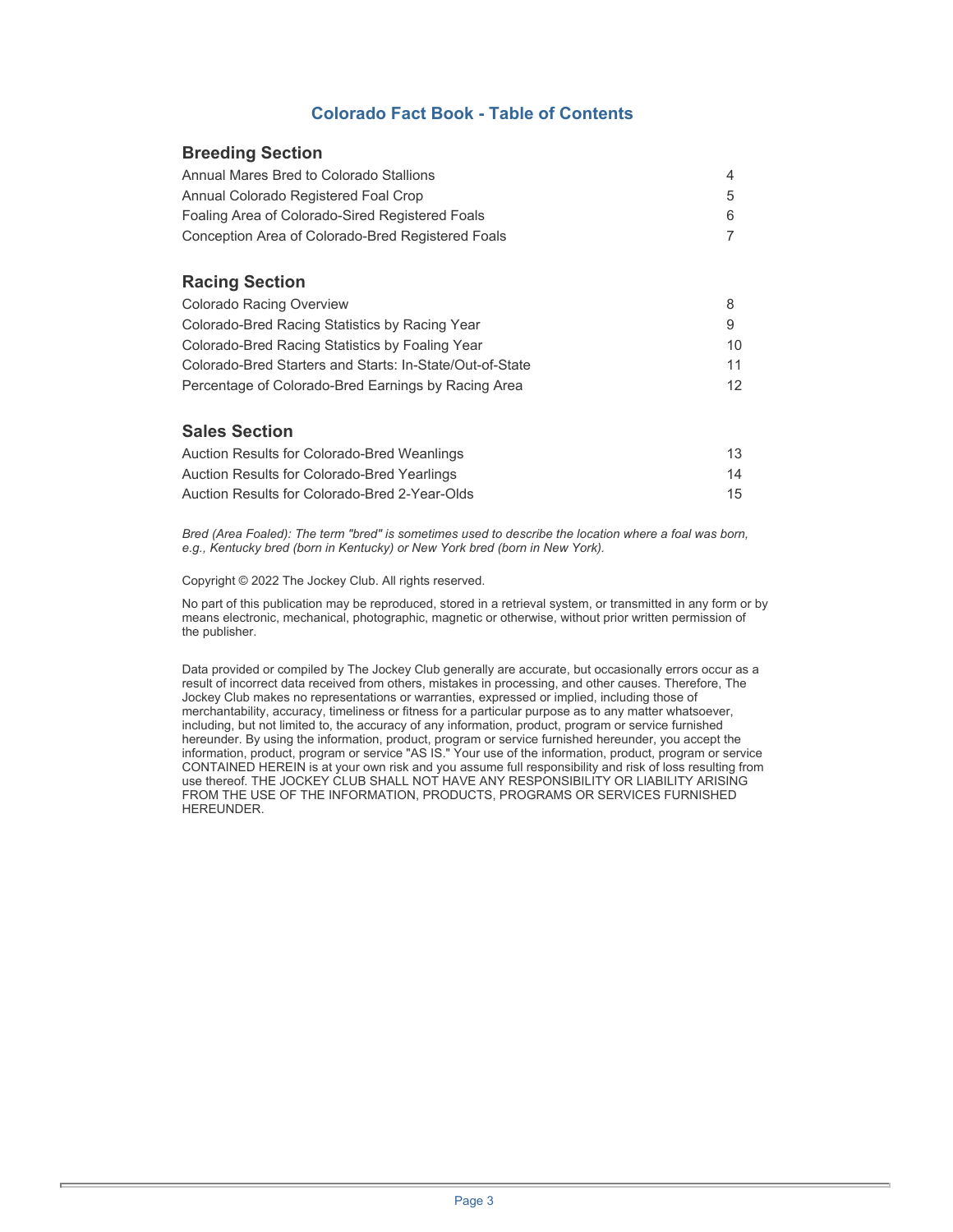# Colorado Fact Book - Table of Contents

## Breeding Section

| | |
|---|---|
| Annual Mares Bred to Colorado Stallions | 4 |
| Annual Colorado Registered Foal Crop | 5 |
| Foaling Area of Colorado-Sired Registered Foals | 6 |
| Conception Area of Colorado-Bred Registered Foals | 7 |

## Racing Section

| | |
|---|---|
| Colorado Racing Overview | 8 |
| Colorado-Bred Racing Statistics by Racing Year | 9 |
| Colorado-Bred Racing Statistics by Foaling Year | 10 |
| Colorado-Bred Starters and Starts: In-State/Out-of-State | 11 |
| Percentage of Colorado-Bred Earnings by Racing Area | 12 |

## Sales Section

| | |
|---|---|
| Auction Results for Colorado-Bred Weanlings | 13 |
| Auction Results for Colorado-Bred Yearlings | 14 |
| Auction Results for Colorado-Bred 2-Year-Olds | 15 |

*Bred (Area Foaled): The term "bred" is sometimes used to describe the location where a foal was born, e.g., Kentucky bred (born in Kentucky) or New York bred (born in New York).*

Copyright © 2022 The Jockey Club. All rights reserved.

No part of this publication may be reproduced, stored in a retrieval system, or transmitted in any form or by means electronic, mechanical, photographic, magnetic or otherwise, without prior written permission of the publisher.

Data provided or compiled by The Jockey Club generally are accurate, but occasionally errors occur as a result of incorrect data received from others, mistakes in processing, and other causes. Therefore, The Jockey Club makes no representations or warranties, expressed or implied, including those of merchantability, accuracy, timeliness or fitness for a particular purpose as to any matter whatsoever, including, but not limited to, the accuracy of any information, product, program or service furnished hereunder. By using the information, product, program or service furnished hereunder, you accept the information, product, program or service "AS IS." Your use of the information, product, program or service CONTAINED HEREIN is at your own risk and you assume full responsibility and risk of loss resulting from use thereof. THE JOCKEY CLUB SHALL NOT HAVE ANY RESPONSIBILITY OR LIABILITY ARISING FROM THE USE OF THE INFORMATION, PRODUCTS, PROGRAMS OR SERVICES FURNISHED HEREUNDER.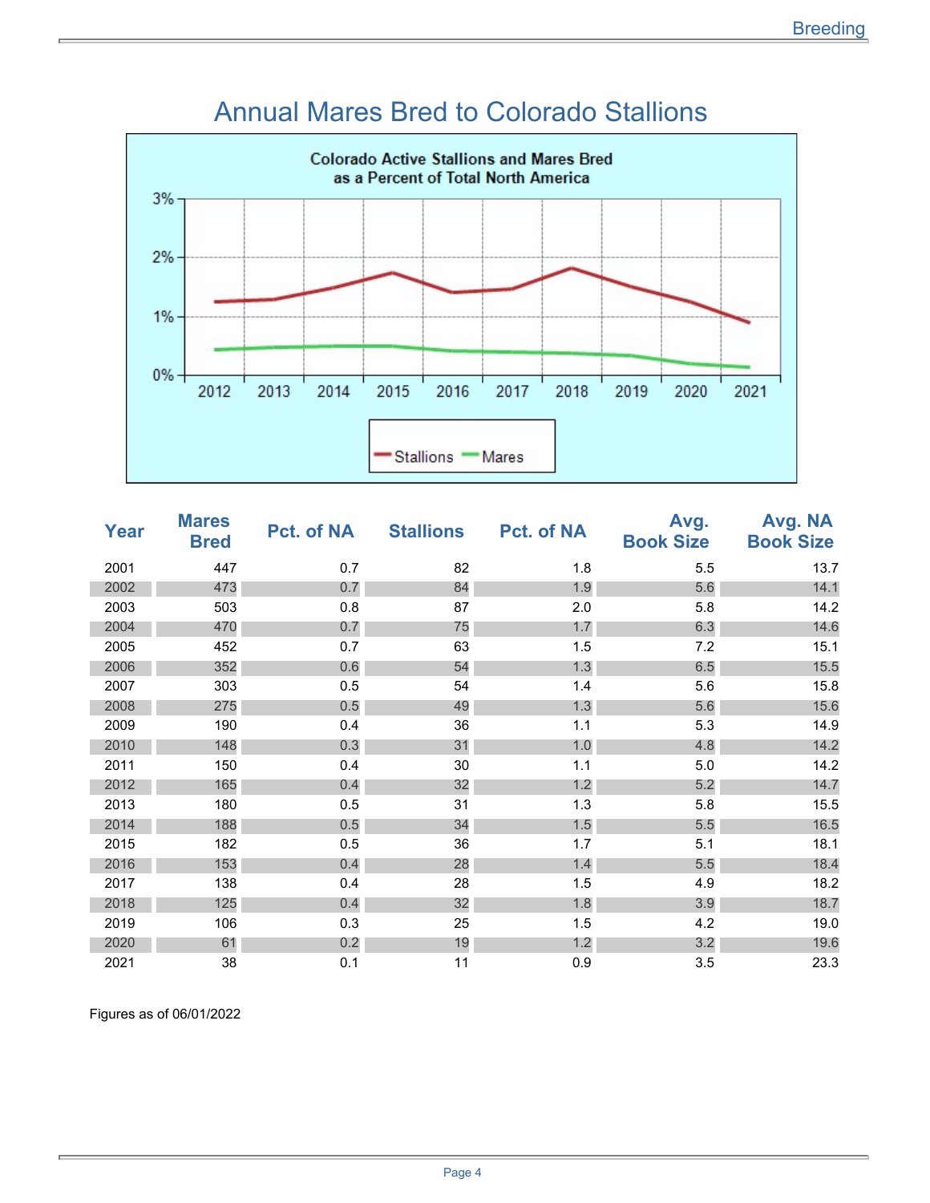# Annual Mares Bred to Colorado Stallions

Colorado Active Stallions and Mares Bred as a Percent of Total North America

| Year | Mares Bred | Pct. of NA | Stallions | Pct. of NA | Avg. Book Size | Avg. NA Book Size |
|---|---|---|---|---|---|---|
| 2001 | 447 | 0.7 | 82 | 1.8 | 5.5 | 13.7 |
| 2002 | 473 | 0.7 | 84 | 1.9 | 5.6 | 14.1 |
| 2003 | 503 | 0.8 | 87 | 2.0 | 5.8 | 14.2 |
| 2004 | 470 | 0.7 | 75 | 1.7 | 6.3 | 14.6 |
| 2005 | 452 | 0.7 | 63 | 1.5 | 7.2 | 15.1 |
| 2006 | 352 | 0.6 | 54 | 1.3 | 6.5 | 15.5 |
| 2007 | 303 | 0.5 | 54 | 1.4 | 5.6 | 15.8 |
| 2008 | 275 | 0.5 | 49 | 1.3 | 5.6 | 15.6 |
| 2009 | 190 | 0.4 | 36 | 1.1 | 5.3 | 14.9 |
| 2010 | 148 | 0.3 | 31 | 1.0 | 4.8 | 14.2 |
| 2011 | 150 | 0.4 | 30 | 1.1 | 5.0 | 14.2 |
| 2012 | 165 | 0.4 | 32 | 1.2 | 5.2 | 14.7 |
| 2013 | 180 | 0.5 | 31 | 1.3 | 5.8 | 15.5 |
| 2014 | 188 | 0.5 | 34 | 1.5 | 5.5 | 16.5 |
| 2015 | 182 | 0.5 | 36 | 1.7 | 5.1 | 18.1 |
| 2016 | 153 | 0.4 | 28 | 1.4 | 5.5 | 18.4 |
| 2017 | 138 | 0.4 | 28 | 1.5 | 4.9 | 18.2 |
| 2018 | 125 | 0.4 | 32 | 1.8 | 3.9 | 18.7 |
| 2019 | 106 | 0.3 | 25 | 1.5 | 4.2 | 19.0 |
| 2020 | 61 | 0.2 | 19 | 1.2 | 3.2 | 19.6 |
| 2021 | 38 | 0.1 | 11 | 0.9 | 3.5 | 23.3 |

Figures as of 06/01/2022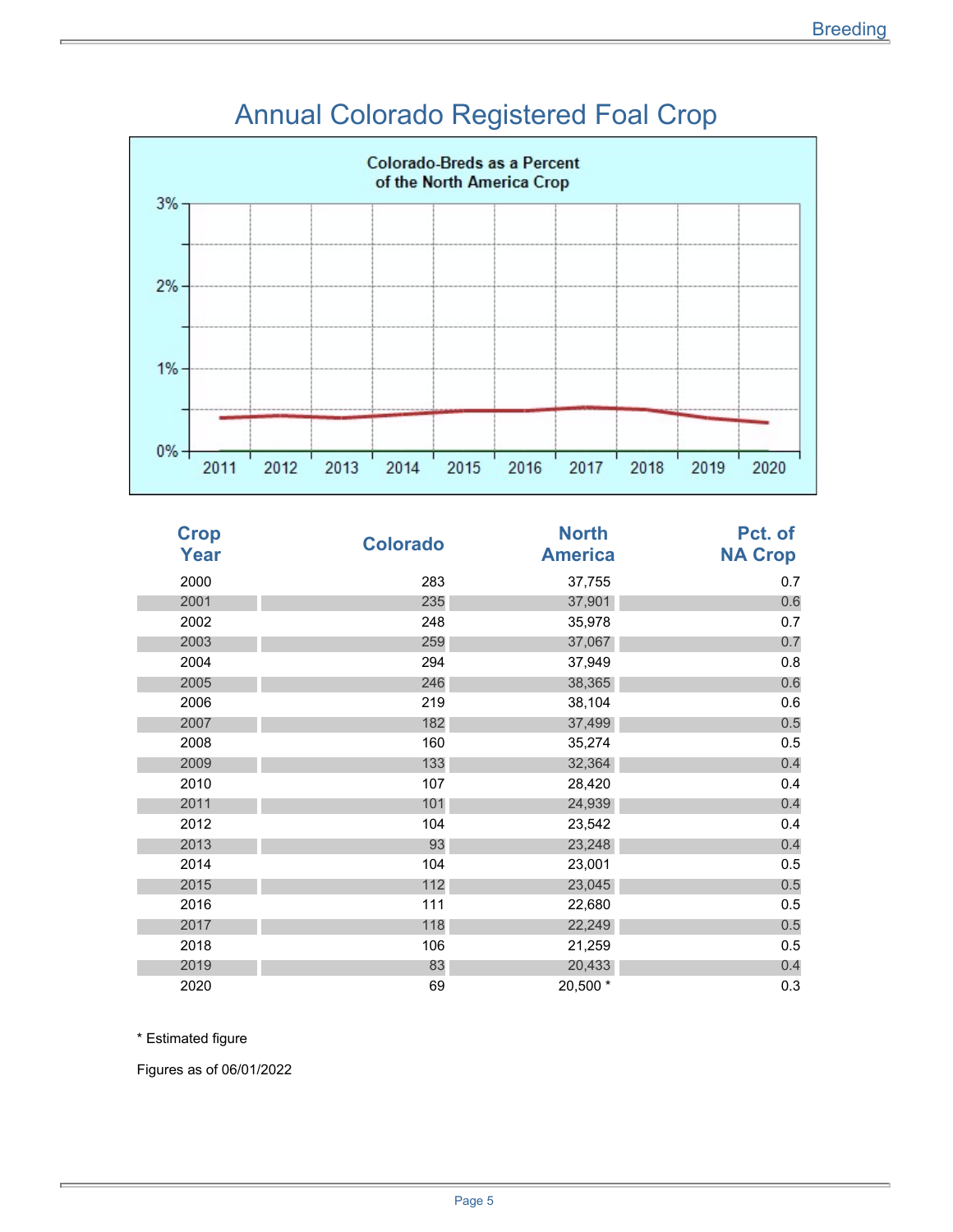# Annual Colorado Registered Foal Crop

Colorado-Breds as a Percent of the North America Crop

| Crop Year | Colorado | North America | Pct. of NA Crop |
|---|---|---|---|
| 2000 | 283 | 37,755 | 0.7 |
| 2001 | 235 | 37,901 | 0.6 |
| 2002 | 248 | 35,978 | 0.7 |
| 2003 | 259 | 37,067 | 0.7 |
| 2004 | 294 | 37,949 | 0.8 |
| 2005 | 246 | 38,365 | 0.6 |
| 2006 | 219 | 38,104 | 0.6 |
| 2007 | 182 | 37,499 | 0.5 |
| 2008 | 160 | 35,274 | 0.5 |
| 2009 | 133 | 32,364 | 0.4 |
| 2010 | 107 | 28,420 | 0.4 |
| 2011 | 101 | 24,939 | 0.4 |
| 2012 | 104 | 23,542 | 0.4 |
| 2013 | 93 | 23,248 | 0.4 |
| 2014 | 104 | 23,001 | 0.5 |
| 2015 | 112 | 23,045 | 0.5 |
| 2016 | 111 | 22,680 | 0.5 |
| 2017 | 118 | 22,249 | 0.5 |
| 2018 | 106 | 21,259 | 0.5 |
| 2019 | 83 | 20,433 | 0.4 |
| 2020 | 69 | 20,500 * | 0.3 |

* Estimated figure

Figures as of 06/01/2022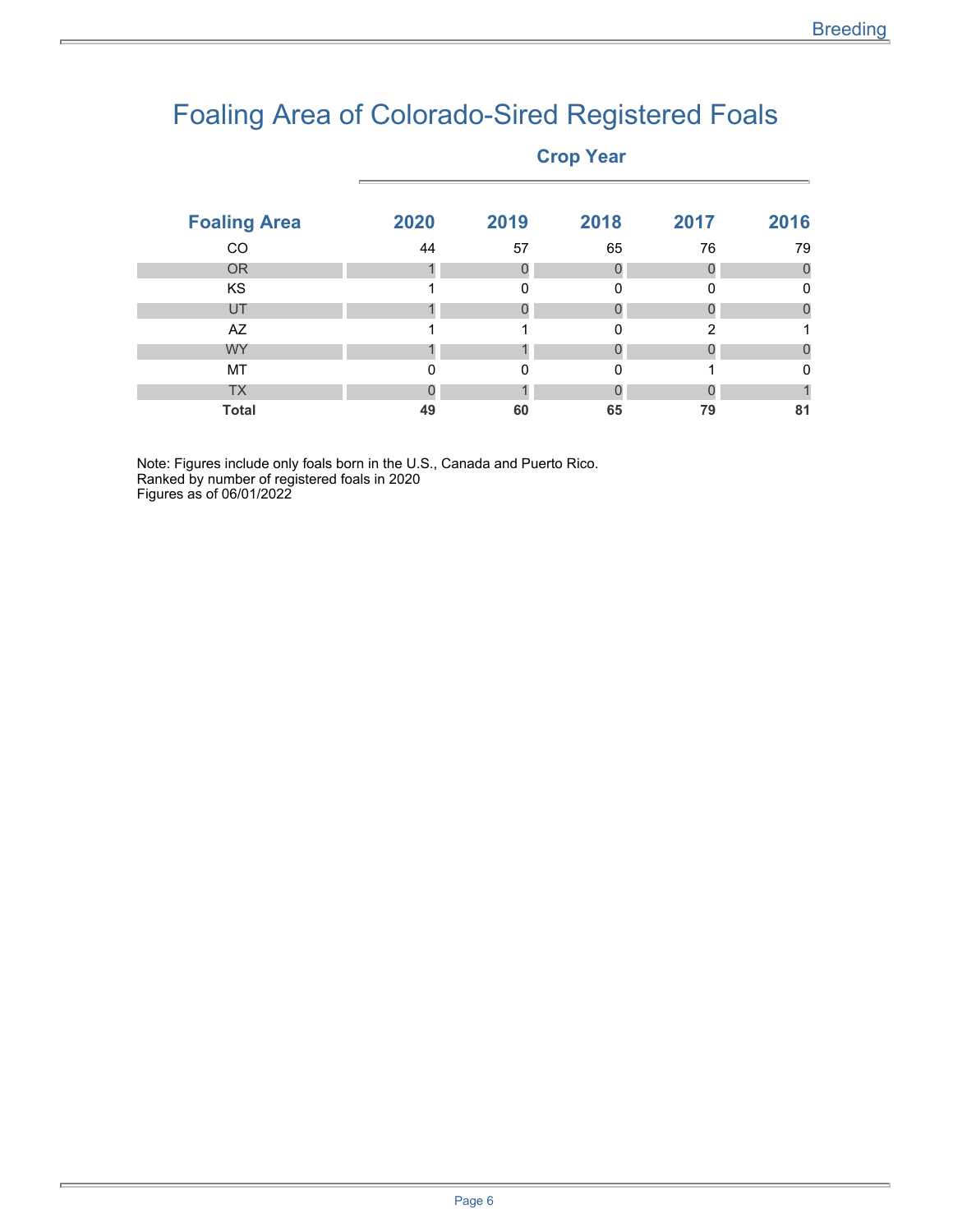# Foaling Area of Colorado-Sired Registered Foals

| Foaling Area | Crop Year 2020 | 2019 | 2018 | 2017 | 2016 |
|---|---|---|---|---|---|
| CO | 44 | 57 | 65 | 76 | 79 |
| OR | 1 | 0 | 0 | 0 | 0 |
| KS | 1 | 0 | 0 | 0 | 0 |
| UT | 1 | 0 | 0 | 0 | 0 |
| AZ | 1 | 1 | 0 | 2 | 1 |
| WY | 1 | 1 | 0 | 0 | 0 |
| MT | 0 | 0 | 0 | 1 | 0 |
| TX | 0 | 1 | 0 | 0 | 1 |
| **Total** | **49** | **60** | **65** | **79** | **81** |

Note: Figures include only foals born in the U.S., Canada and Puerto Rico.
Ranked by number of registered foals in 2020
Figures as of 06/01/2022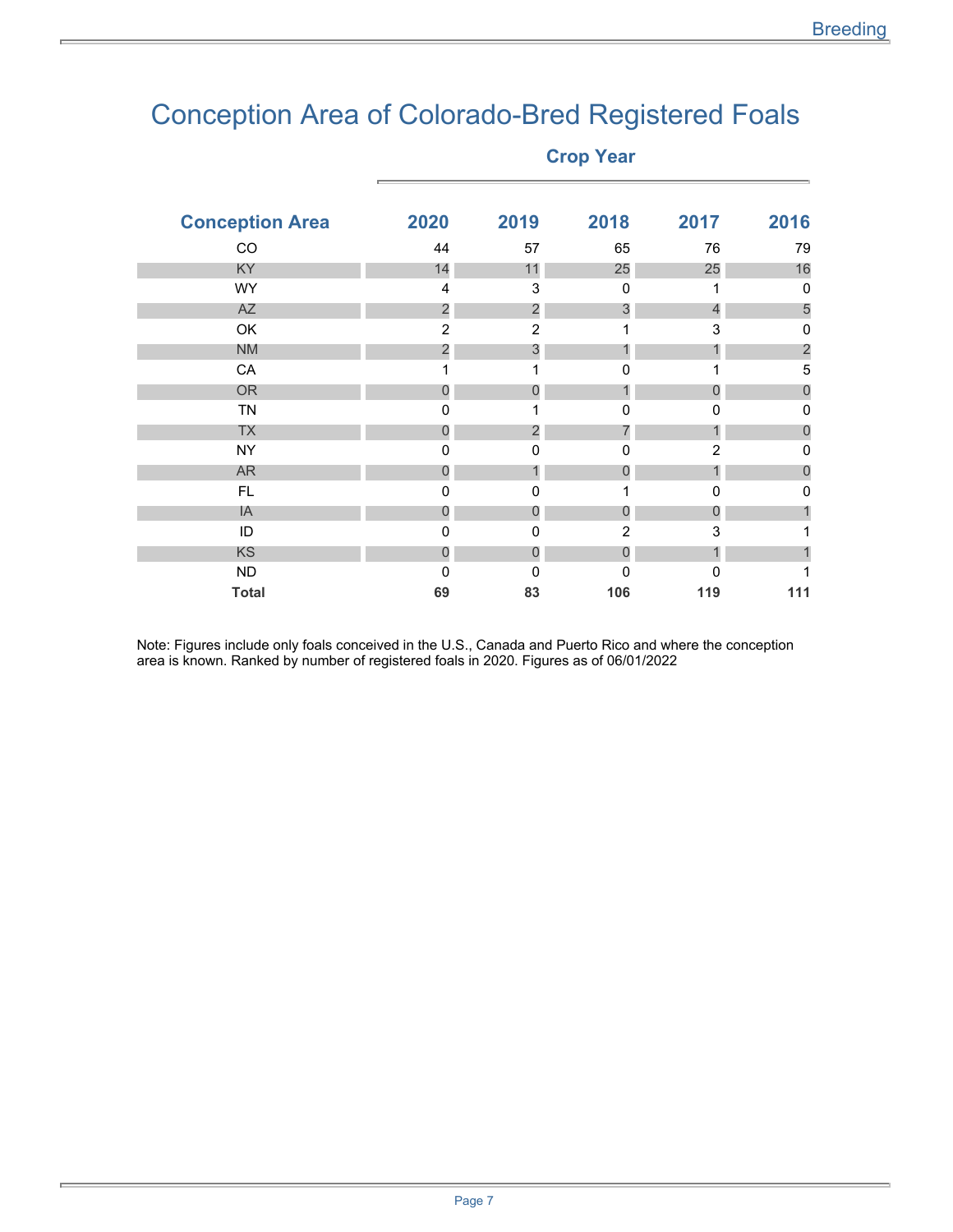# Conception Area of Colorado-Bred Registered Foals

| Conception Area | Crop Year | | | | |
|---|---|---|---|---|---|
| | **2020** | **2019** | **2018** | **2017** | **2016** |
| CO | 44 | 57 | 65 | 76 | 79 |
| KY | 14 | 11 | 25 | 25 | 16 |
| WY | 4 | 3 | 0 | 1 | 0 |
| AZ | 2 | 2 | 3 | 4 | 5 |
| OK | 2 | 2 | 1 | 3 | 0 |
| NM | 2 | 3 | 1 | 1 | 2 |
| CA | 1 | 1 | 0 | 1 | 5 |
| OR | 0 | 0 | 1 | 0 | 0 |
| TN | 0 | 1 | 0 | 0 | 0 |
| TX | 0 | 2 | 7 | 1 | 0 |
| NY | 0 | 0 | 0 | 2 | 0 |
| AR | 0 | 1 | 0 | 1 | 0 |
| FL | 0 | 0 | 1 | 0 | 0 |
| IA | 0 | 0 | 0 | 0 | 1 |
| ID | 0 | 0 | 2 | 3 | 1 |
| KS | 0 | 0 | 0 | 1 | 1 |
| ND | 0 | 0 | 0 | 0 | 1 |
| **Total** | **69** | **83** | **106** | **119** | **111** |

Note: Figures include only foals conceived in the U.S., Canada and Puerto Rico and where the conception area is known. Ranked by number of registered foals in 2020. Figures as of 06/01/2022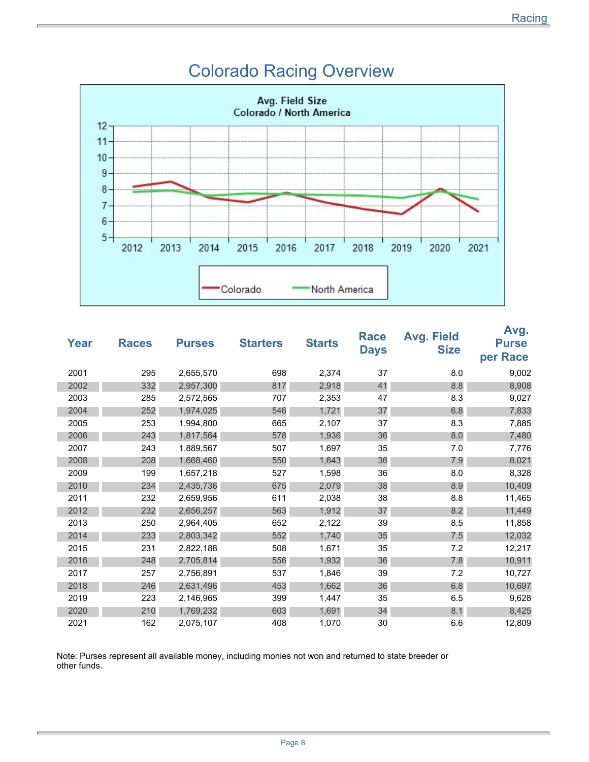# Colorado Racing Overview

Avg. Field Size
Colorado / North America

| Year | Races | Purses | Starters | Starts | Race Days | Avg. Field Size | Avg. Purse per Race |
|---|---|---|---|---|---|---|---|
| 2001 | 295 | 2,655,570 | 698 | 2,374 | 37 | 8.0 | 9,002 |
| 2002 | 332 | 2,957,300 | 817 | 2,918 | 41 | 8.8 | 8,908 |
| 2003 | 285 | 2,572,565 | 707 | 2,353 | 47 | 8.3 | 9,027 |
| 2004 | 252 | 1,974,025 | 546 | 1,721 | 37 | 6.8 | 7,833 |
| 2005 | 253 | 1,994,800 | 665 | 2,107 | 37 | 8.3 | 7,885 |
| 2006 | 243 | 1,817,564 | 578 | 1,936 | 36 | 8.0 | 7,480 |
| 2007 | 243 | 1,889,567 | 507 | 1,697 | 35 | 7.0 | 7,776 |
| 2008 | 208 | 1,668,460 | 550 | 1,643 | 36 | 7.9 | 8,021 |
| 2009 | 199 | 1,657,218 | 527 | 1,598 | 36 | 8.0 | 8,328 |
| 2010 | 234 | 2,435,736 | 675 | 2,079 | 38 | 8.9 | 10,409 |
| 2011 | 232 | 2,659,956 | 611 | 2,038 | 38 | 8.8 | 11,465 |
| 2012 | 232 | 2,656,257 | 563 | 1,912 | 37 | 8.2 | 11,449 |
| 2013 | 250 | 2,964,405 | 652 | 2,122 | 39 | 8.5 | 11,858 |
| 2014 | 233 | 2,803,342 | 552 | 1,740 | 35 | 7.5 | 12,032 |
| 2015 | 231 | 2,822,188 | 508 | 1,671 | 35 | 7.2 | 12,217 |
| 2016 | 248 | 2,705,814 | 556 | 1,932 | 36 | 7.8 | 10,911 |
| 2017 | 257 | 2,756,891 | 537 | 1,846 | 39 | 7.2 | 10,727 |
| 2018 | 246 | 2,631,496 | 453 | 1,662 | 36 | 6.8 | 10,697 |
| 2019 | 223 | 2,146,965 | 399 | 1,447 | 35 | 6.5 | 9,628 |
| 2020 | 210 | 1,769,232 | 603 | 1,691 | 34 | 8.1 | 8,425 |
| 2021 | 162 | 2,075,107 | 408 | 1,070 | 30 | 6.6 | 12,809 |

Note: Purses represent all available money, including monies not won and returned to state breeder or other funds.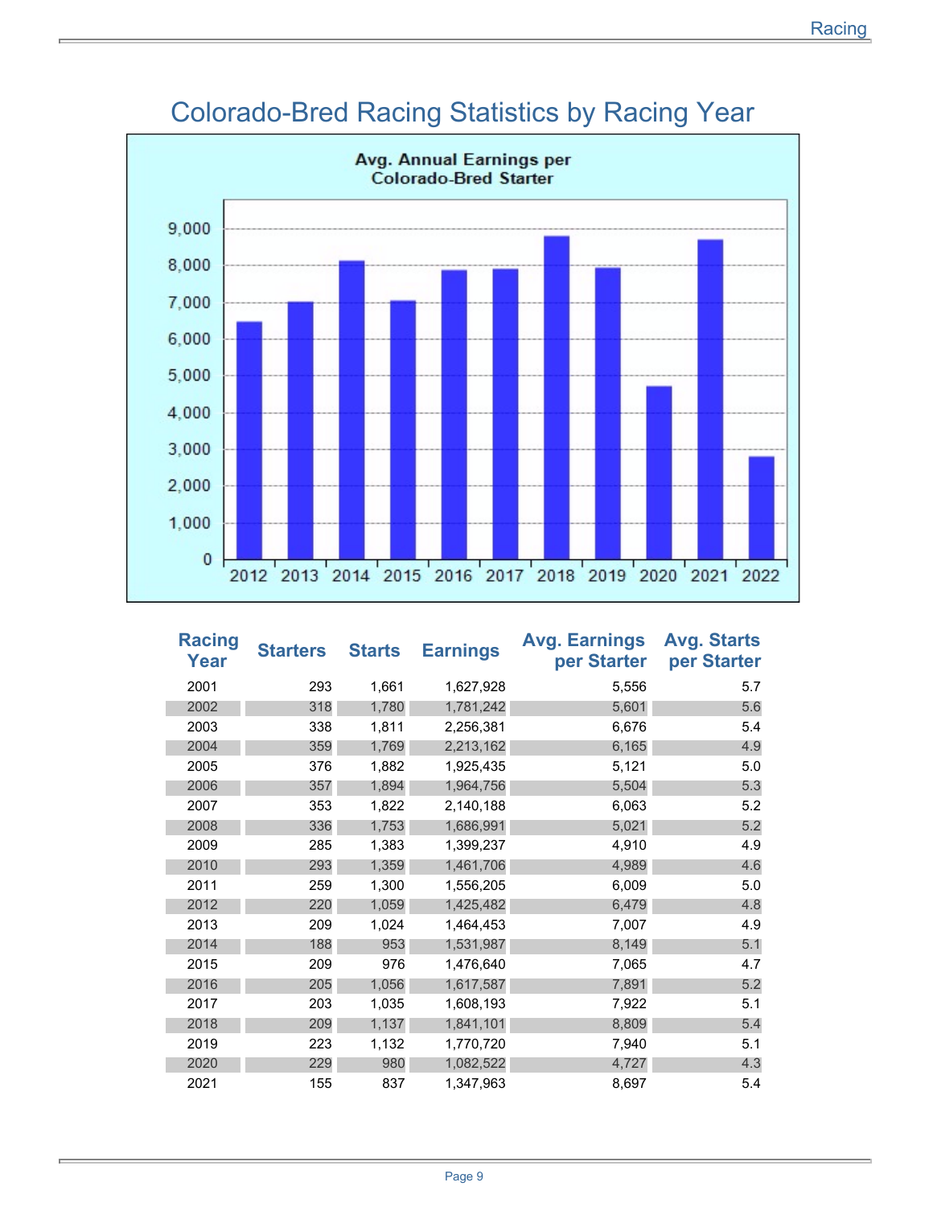# Colorado-Bred Racing Statistics by Racing Year

**Avg. Annual Earnings per Colorado-Bred Starter**

| Racing Year | Starters | Starts | Earnings | Avg. Earnings per Starter | Avg. Starts per Starter |
|---|---|---|---|---|---|
| 2001 | 293 | 1,661 | 1,627,928 | 5,556 | 5.7 |
| 2002 | 318 | 1,780 | 1,781,242 | 5,601 | 5.6 |
| 2003 | 338 | 1,811 | 2,256,381 | 6,676 | 5.4 |
| 2004 | 359 | 1,769 | 2,213,162 | 6,165 | 4.9 |
| 2005 | 376 | 1,882 | 1,925,435 | 5,121 | 5.0 |
| 2006 | 357 | 1,894 | 1,964,756 | 5,504 | 5.3 |
| 2007 | 353 | 1,822 | 2,140,188 | 6,063 | 5.2 |
| 2008 | 336 | 1,753 | 1,686,991 | 5,021 | 5.2 |
| 2009 | 285 | 1,383 | 1,399,237 | 4,910 | 4.9 |
| 2010 | 293 | 1,359 | 1,461,706 | 4,989 | 4.6 |
| 2011 | 259 | 1,300 | 1,556,205 | 6,009 | 5.0 |
| 2012 | 220 | 1,059 | 1,425,482 | 6,479 | 4.8 |
| 2013 | 209 | 1,024 | 1,464,453 | 7,007 | 4.9 |
| 2014 | 188 | 953 | 1,531,987 | 8,149 | 5.1 |
| 2015 | 209 | 976 | 1,476,640 | 7,065 | 4.7 |
| 2016 | 205 | 1,056 | 1,617,587 | 7,891 | 5.2 |
| 2017 | 203 | 1,035 | 1,608,193 | 7,922 | 5.1 |
| 2018 | 209 | 1,137 | 1,841,101 | 8,809 | 5.4 |
| 2019 | 223 | 1,132 | 1,770,720 | 7,940 | 5.1 |
| 2020 | 229 | 980 | 1,082,522 | 4,727 | 4.3 |
| 2021 | 155 | 837 | 1,347,963 | 8,697 | 5.4 |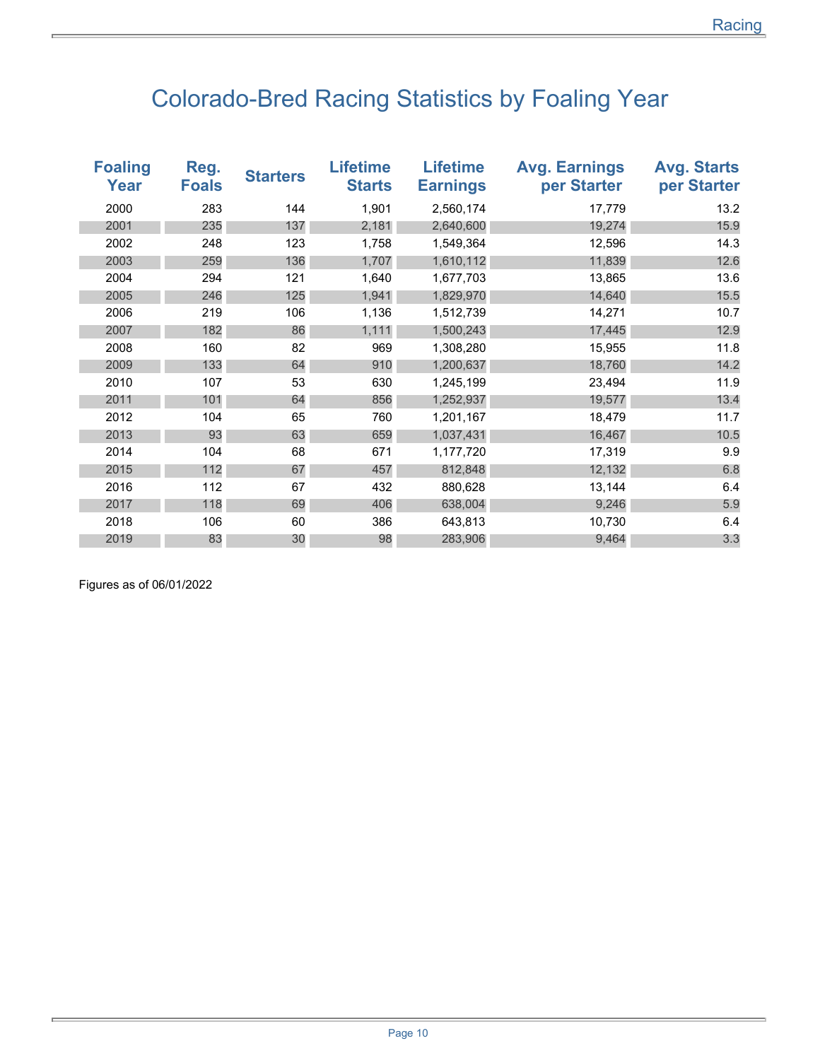# Colorado-Bred Racing Statistics by Foaling Year

| Foaling Year | Reg. Foals | Starters | Lifetime Starts | Lifetime Earnings | Avg. Earnings per Starter | Avg. Starts per Starter |
|---|---|---|---|---|---|---|
| 2000 | 283 | 144 | 1,901 | 2,560,174 | 17,779 | 13.2 |
| 2001 | 235 | 137 | 2,181 | 2,640,600 | 19,274 | 15.9 |
| 2002 | 248 | 123 | 1,758 | 1,549,364 | 12,596 | 14.3 |
| 2003 | 259 | 136 | 1,707 | 1,610,112 | 11,839 | 12.6 |
| 2004 | 294 | 121 | 1,640 | 1,677,703 | 13,865 | 13.6 |
| 2005 | 246 | 125 | 1,941 | 1,829,970 | 14,640 | 15.5 |
| 2006 | 219 | 106 | 1,136 | 1,512,739 | 14,271 | 10.7 |
| 2007 | 182 | 86 | 1,111 | 1,500,243 | 17,445 | 12.9 |
| 2008 | 160 | 82 | 969 | 1,308,280 | 15,955 | 11.8 |
| 2009 | 133 | 64 | 910 | 1,200,637 | 18,760 | 14.2 |
| 2010 | 107 | 53 | 630 | 1,245,199 | 23,494 | 11.9 |
| 2011 | 101 | 64 | 856 | 1,252,937 | 19,577 | 13.4 |
| 2012 | 104 | 65 | 760 | 1,201,167 | 18,479 | 11.7 |
| 2013 | 93 | 63 | 659 | 1,037,431 | 16,467 | 10.5 |
| 2014 | 104 | 68 | 671 | 1,177,720 | 17,319 | 9.9 |
| 2015 | 112 | 67 | 457 | 812,848 | 12,132 | 6.8 |
| 2016 | 112 | 67 | 432 | 880,628 | 13,144 | 6.4 |
| 2017 | 118 | 69 | 406 | 638,004 | 9,246 | 5.9 |
| 2018 | 106 | 60 | 386 | 643,813 | 10,730 | 6.4 |
| 2019 | 83 | 30 | 98 | 283,906 | 9,464 | 3.3 |

Figures as of 06/01/2022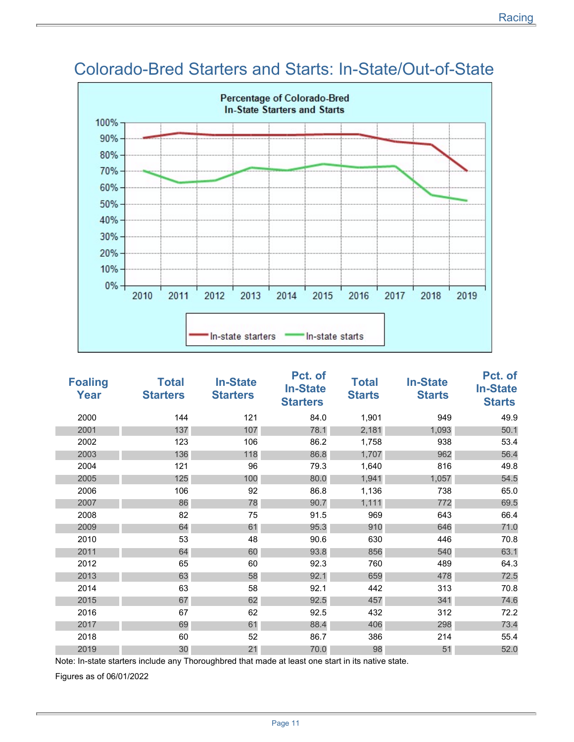# Colorado-Bred Starters and Starts: In-State/Out-of-State

| Foaling Year | Total Starters | In-State Starters | Pct. of In-State Starters | Total Starts | In-State Starts | Pct. of In-State Starts |
|---|---|---|---|---|---|---|
| 2000 | 144 | 121 | 84.0 | 1,901 | 949 | 49.9 |
| 2001 | 137 | 107 | 78.1 | 2,181 | 1,093 | 50.1 |
| 2002 | 123 | 106 | 86.2 | 1,758 | 938 | 53.4 |
| 2003 | 136 | 118 | 86.8 | 1,707 | 962 | 56.4 |
| 2004 | 121 | 96 | 79.3 | 1,640 | 816 | 49.8 |
| 2005 | 125 | 100 | 80.0 | 1,941 | 1,057 | 54.5 |
| 2006 | 106 | 92 | 86.8 | 1,136 | 738 | 65.0 |
| 2007 | 86 | 78 | 90.7 | 1,111 | 772 | 69.5 |
| 2008 | 82 | 75 | 91.5 | 969 | 643 | 66.4 |
| 2009 | 64 | 61 | 95.3 | 910 | 646 | 71.0 |
| 2010 | 53 | 48 | 90.6 | 630 | 446 | 70.8 |
| 2011 | 64 | 60 | 93.8 | 856 | 540 | 63.1 |
| 2012 | 65 | 60 | 92.3 | 760 | 489 | 64.3 |
| 2013 | 63 | 58 | 92.1 | 659 | 478 | 72.5 |
| 2014 | 63 | 58 | 92.1 | 442 | 313 | 70.8 |
| 2015 | 67 | 62 | 92.5 | 457 | 341 | 74.6 |
| 2016 | 67 | 62 | 92.5 | 432 | 312 | 72.2 |
| 2017 | 69 | 61 | 88.4 | 406 | 298 | 73.4 |
| 2018 | 60 | 52 | 86.7 | 386 | 214 | 55.4 |
| 2019 | 30 | 21 | 70.0 | 98 | 51 | 52.0 |

Note: In-state starters include any Thoroughbred that made at least one start in its native state.

Figures as of 06/01/2022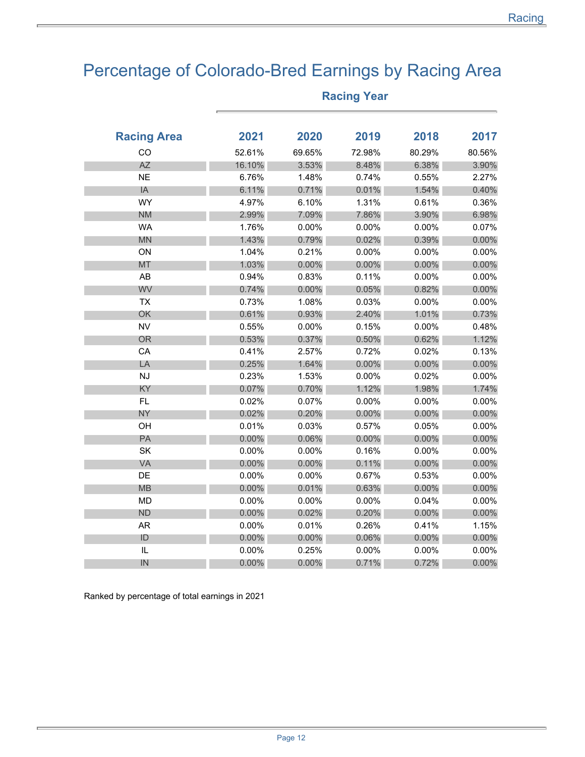# Percentage of Colorado-Bred Earnings by Racing Area

| Racing Area | Racing Year 2021 | 2020 | 2019 | 2018 | 2017 |
|---|---|---|---|---|---|
| CO | 52.61% | 69.65% | 72.98% | 80.29% | 80.56% |
| AZ | 16.10% | 3.53% | 8.48% | 6.38% | 3.90% |
| NE | 6.76% | 1.48% | 0.74% | 0.55% | 2.27% |
| IA | 6.11% | 0.71% | 0.01% | 1.54% | 0.40% |
| WY | 4.97% | 6.10% | 1.31% | 0.61% | 0.36% |
| NM | 2.99% | 7.09% | 7.86% | 3.90% | 6.98% |
| WA | 1.76% | 0.00% | 0.00% | 0.00% | 0.07% |
| MN | 1.43% | 0.79% | 0.02% | 0.39% | 0.00% |
| ON | 1.04% | 0.21% | 0.00% | 0.00% | 0.00% |
| MT | 1.03% | 0.00% | 0.00% | 0.00% | 0.00% |
| AB | 0.94% | 0.83% | 0.11% | 0.00% | 0.00% |
| WV | 0.74% | 0.00% | 0.05% | 0.82% | 0.00% |
| TX | 0.73% | 1.08% | 0.03% | 0.00% | 0.00% |
| OK | 0.61% | 0.93% | 2.40% | 1.01% | 0.73% |
| NV | 0.55% | 0.00% | 0.15% | 0.00% | 0.48% |
| OR | 0.53% | 0.37% | 0.50% | 0.62% | 1.12% |
| CA | 0.41% | 2.57% | 0.72% | 0.02% | 0.13% |
| LA | 0.25% | 1.64% | 0.00% | 0.00% | 0.00% |
| NJ | 0.23% | 1.53% | 0.00% | 0.02% | 0.00% |
| KY | 0.07% | 0.70% | 1.12% | 1.98% | 1.74% |
| FL | 0.02% | 0.07% | 0.00% | 0.00% | 0.00% |
| NY | 0.02% | 0.20% | 0.00% | 0.00% | 0.00% |
| OH | 0.01% | 0.03% | 0.57% | 0.05% | 0.00% |
| PA | 0.00% | 0.06% | 0.00% | 0.00% | 0.00% |
| SK | 0.00% | 0.00% | 0.16% | 0.00% | 0.00% |
| VA | 0.00% | 0.00% | 0.11% | 0.00% | 0.00% |
| DE | 0.00% | 0.00% | 0.67% | 0.53% | 0.00% |
| MB | 0.00% | 0.01% | 0.63% | 0.00% | 0.00% |
| MD | 0.00% | 0.00% | 0.00% | 0.04% | 0.00% |
| ND | 0.00% | 0.02% | 0.20% | 0.00% | 0.00% |
| AR | 0.00% | 0.01% | 0.26% | 0.41% | 1.15% |
| ID | 0.00% | 0.00% | 0.06% | 0.00% | 0.00% |
| IL | 0.00% | 0.25% | 0.00% | 0.00% | 0.00% |
| IN | 0.00% | 0.00% | 0.71% | 0.72% | 0.00% |

Ranked by percentage of total earnings in 2021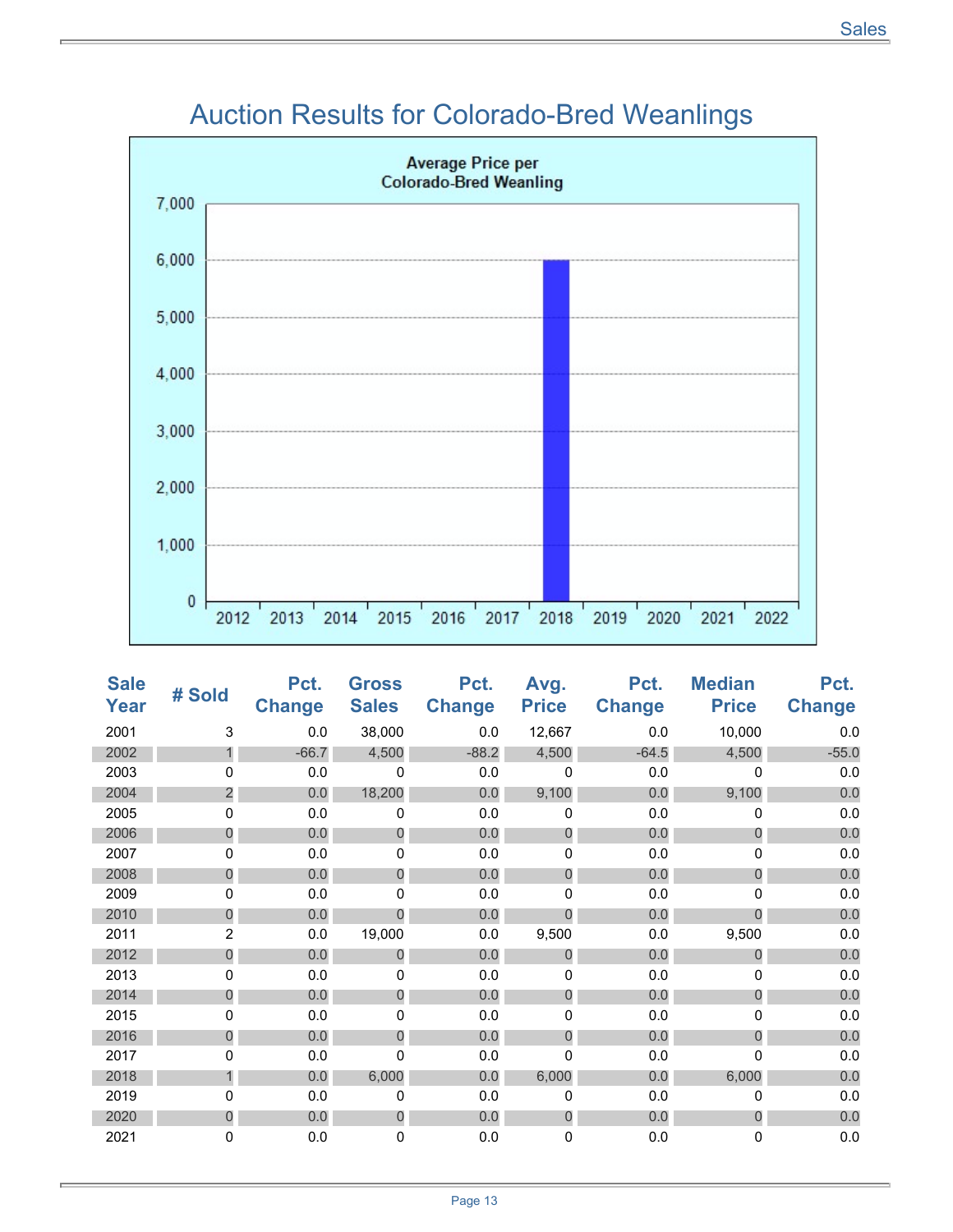# Auction Results for Colorado-Bred Weanlings

Average Price per Colorado-Bred Weanling

| Sale Year | # Sold | Pct. Change | Gross Sales | Pct. Change | Avg. Price | Pct. Change | Median Price | Pct. Change |
|---|---|---|---|---|---|---|---|---|
| 2001 | 3 | 0.0 | 38,000 | 0.0 | 12,667 | 0.0 | 10,000 | 0.0 |
| 2002 | 1 | -66.7 | 4,500 | -88.2 | 4,500 | -64.5 | 4,500 | -55.0 |
| 2003 | 0 | 0.0 | 0 | 0.0 | 0 | 0.0 | 0 | 0.0 |
| 2004 | 2 | 0.0 | 18,200 | 0.0 | 9,100 | 0.0 | 9,100 | 0.0 |
| 2005 | 0 | 0.0 | 0 | 0.0 | 0 | 0.0 | 0 | 0.0 |
| 2006 | 0 | 0.0 | 0 | 0.0 | 0 | 0.0 | 0 | 0.0 |
| 2007 | 0 | 0.0 | 0 | 0.0 | 0 | 0.0 | 0 | 0.0 |
| 2008 | 0 | 0.0 | 0 | 0.0 | 0 | 0.0 | 0 | 0.0 |
| 2009 | 0 | 0.0 | 0 | 0.0 | 0 | 0.0 | 0 | 0.0 |
| 2010 | 0 | 0.0 | 0 | 0.0 | 0 | 0.0 | 0 | 0.0 |
| 2011 | 2 | 0.0 | 19,000 | 0.0 | 9,500 | 0.0 | 9,500 | 0.0 |
| 2012 | 0 | 0.0 | 0 | 0.0 | 0 | 0.0 | 0 | 0.0 |
| 2013 | 0 | 0.0 | 0 | 0.0 | 0 | 0.0 | 0 | 0.0 |
| 2014 | 0 | 0.0 | 0 | 0.0 | 0 | 0.0 | 0 | 0.0 |
| 2015 | 0 | 0.0 | 0 | 0.0 | 0 | 0.0 | 0 | 0.0 |
| 2016 | 0 | 0.0 | 0 | 0.0 | 0 | 0.0 | 0 | 0.0 |
| 2017 | 0 | 0.0 | 0 | 0.0 | 0 | 0.0 | 0 | 0.0 |
| 2018 | 1 | 0.0 | 6,000 | 0.0 | 6,000 | 0.0 | 6,000 | 0.0 |
| 2019 | 0 | 0.0 | 0 | 0.0 | 0 | 0.0 | 0 | 0.0 |
| 2020 | 0 | 0.0 | 0 | 0.0 | 0 | 0.0 | 0 | 0.0 |
| 2021 | 0 | 0.0 | 0 | 0.0 | 0 | 0.0 | 0 | 0.0 |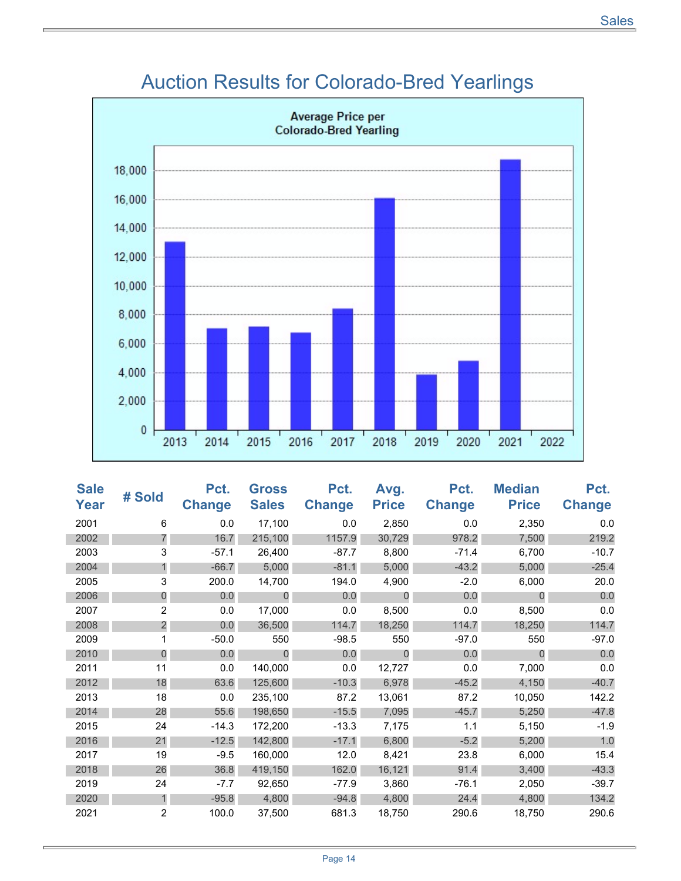# Auction Results for Colorado-Bred Yearlings

Average Price per Colorado-Bred Yearling

| Sale Year | # Sold | Pct. Change | Gross Sales | Pct. Change | Avg. Price | Pct. Change | Median Price | Pct. Change |
|---|---|---|---|---|---|---|---|---|
| 2001 | 6 | 0.0 | 17,100 | 0.0 | 2,850 | 0.0 | 2,350 | 0.0 |
| 2002 | 7 | 16.7 | 215,100 | 1157.9 | 30,729 | 978.2 | 7,500 | 219.2 |
| 2003 | 3 | -57.1 | 26,400 | -87.7 | 8,800 | -71.4 | 6,700 | -10.7 |
| 2004 | 1 | -66.7 | 5,000 | -81.1 | 5,000 | -43.2 | 5,000 | -25.4 |
| 2005 | 3 | 200.0 | 14,700 | 194.0 | 4,900 | -2.0 | 6,000 | 20.0 |
| 2006 | 0 | 0.0 | 0 | 0.0 | 0 | 0.0 | 0 | 0.0 |
| 2007 | 2 | 0.0 | 17,000 | 0.0 | 8,500 | 0.0 | 8,500 | 0.0 |
| 2008 | 2 | 0.0 | 36,500 | 114.7 | 18,250 | 114.7 | 18,250 | 114.7 |
| 2009 | 1 | -50.0 | 550 | -98.5 | 550 | -97.0 | 550 | -97.0 |
| 2010 | 0 | 0.0 | 0 | 0.0 | 0 | 0.0 | 0 | 0.0 |
| 2011 | 11 | 0.0 | 140,000 | 0.0 | 12,727 | 0.0 | 7,000 | 0.0 |
| 2012 | 18 | 63.6 | 125,600 | -10.3 | 6,978 | -45.2 | 4,150 | -40.7 |
| 2013 | 18 | 0.0 | 235,100 | 87.2 | 13,061 | 87.2 | 10,050 | 142.2 |
| 2014 | 28 | 55.6 | 198,650 | -15.5 | 7,095 | -45.7 | 5,250 | -47.8 |
| 2015 | 24 | -14.3 | 172,200 | -13.3 | 7,175 | 1.1 | 5,150 | -1.9 |
| 2016 | 21 | -12.5 | 142,800 | -17.1 | 6,800 | -5.2 | 5,200 | 1.0 |
| 2017 | 19 | -9.5 | 160,000 | 12.0 | 8,421 | 23.8 | 6,000 | 15.4 |
| 2018 | 26 | 36.8 | 419,150 | 162.0 | 16,121 | 91.4 | 3,400 | -43.3 |
| 2019 | 24 | -7.7 | 92,650 | -77.9 | 3,860 | -76.1 | 2,050 | -39.7 |
| 2020 | 1 | -95.8 | 4,800 | -94.8 | 4,800 | 24.4 | 4,800 | 134.2 |
| 2021 | 2 | 100.0 | 37,500 | 681.3 | 18,750 | 290.6 | 18,750 | 290.6 |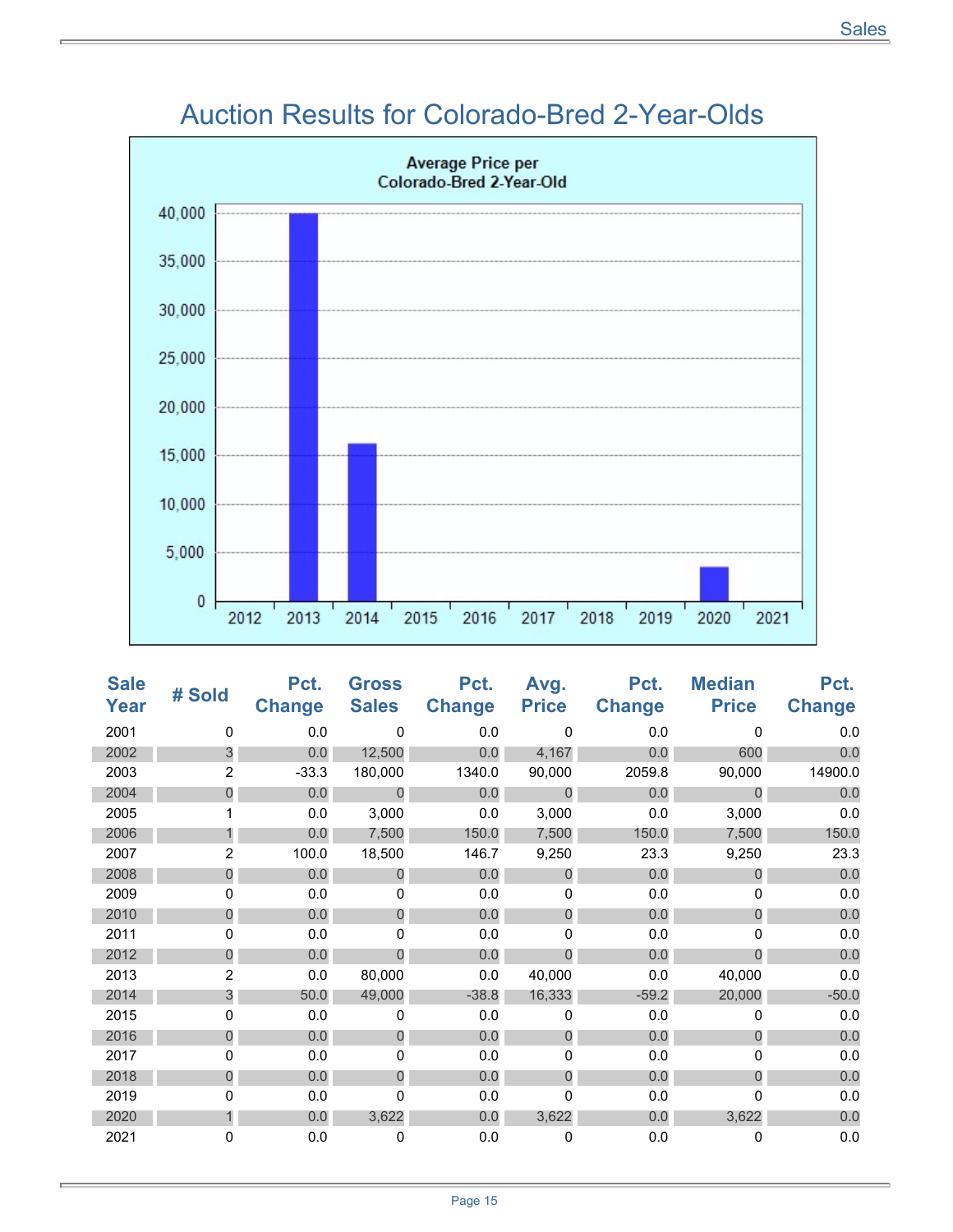# Auction Results for Colorado-Bred 2-Year-Olds

Average Price per
Colorado-Bred 2-Year-Old

40,000
35,000
30,000
25,000
20,000
15,000
10,000
5,000
0

2012 2013 2014 2015 2016 2017 2018 2019 2020 2021

| Sale Year | # Sold | Pct. Change | Gross Sales | Pct. Change | Avg. Price | Pct. Change | Median Price | Pct. Change |
|---|---|---|---|---|---|---|---|---|
| 2001 | 0 | 0.0 | 0 | 0.0 | 0 | 0.0 | 0 | 0.0 |
| 2002 | 3 | 0.0 | 12,500 | 0.0 | 4,167 | 0.0 | 600 | 0.0 |
| 2003 | 2 | -33.3 | 180,000 | 1340.0 | 90,000 | 2059.8 | 90,000 | 14900.0 |
| 2004 | 0 | 0.0 | 0 | 0.0 | 0 | 0.0 | 0 | 0.0 |
| 2005 | 1 | 0.0 | 3,000 | 0.0 | 3,000 | 0.0 | 3,000 | 0.0 |
| 2006 | 1 | 0.0 | 7,500 | 150.0 | 7,500 | 150.0 | 7,500 | 150.0 |
| 2007 | 2 | 100.0 | 18,500 | 146.7 | 9,250 | 23.3 | 9,250 | 23.3 |
| 2008 | 0 | 0.0 | 0 | 0.0 | 0 | 0.0 | 0 | 0.0 |
| 2009 | 0 | 0.0 | 0 | 0.0 | 0 | 0.0 | 0 | 0.0 |
| 2010 | 0 | 0.0 | 0 | 0.0 | 0 | 0.0 | 0 | 0.0 |
| 2011 | 0 | 0.0 | 0 | 0.0 | 0 | 0.0 | 0 | 0.0 |
| 2012 | 0 | 0.0 | 0 | 0.0 | 0 | 0.0 | 0 | 0.0 |
| 2013 | 2 | 0.0 | 80,000 | 0.0 | 40,000 | 0.0 | 40,000 | 0.0 |
| 2014 | 3 | 50.0 | 49,000 | -38.8 | 16,333 | -59.2 | 20,000 | -50.0 |
| 2015 | 0 | 0.0 | 0 | 0.0 | 0 | 0.0 | 0 | 0.0 |
| 2016 | 0 | 0.0 | 0 | 0.0 | 0 | 0.0 | 0 | 0.0 |
| 2017 | 0 | 0.0 | 0 | 0.0 | 0 | 0.0 | 0 | 0.0 |
| 2018 | 0 | 0.0 | 0 | 0.0 | 0 | 0.0 | 0 | 0.0 |
| 2019 | 0 | 0.0 | 0 | 0.0 | 0 | 0.0 | 0 | 0.0 |
| 2020 | 1 | 0.0 | 3,622 | 0.0 | 3,622 | 0.0 | 3,622 | 0.0 |
| 2021 | 0 | 0.0 | 0 | 0.0 | 0 | 0.0 | 0 | 0.0 |